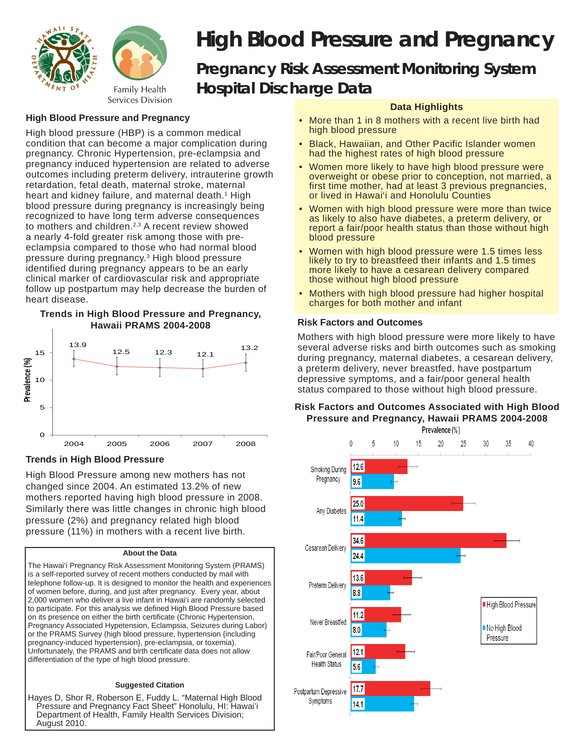# High Blood Pressure and Pregnancy

## Pregnancy Risk Assessment Monitoring System Hospital Discharge Data

Family Health Services Division

### High Blood Pressure and Pregnancy

High blood pressure (HBP) is a common medical condition that can become a major complication during pregnancy. Chronic Hypertension, pre-eclampsia and pregnancy induced hypertension are related to adverse outcomes including preterm delivery, intrauterine growth retardation, fetal death, maternal stroke, maternal heart and kidney failure, and maternal death.[1] High blood pressure during pregnancy is increasingly being recognized to have long term adverse consequences to mothers and children.[2,3] A recent review showed a nearly 4-fold greater risk among those with pre-eclampsia compared to those who had normal blood pressure during pregnancy.[3] High blood pressure identified during pregnancy appears to be an early clinical marker of cardiovascular risk and appropriate follow up postpartum may help decrease the burden of heart disease.

**Trends in High Blood Pressure and Pregnancy, Hawaii PRAMS 2004-2008**

| Year | Prevalence (%) |
|---|---|
| 2004 | 13.9 |
| 2005 | 12.5 |
| 2006 | 12.3 |
| 2007 | 12.1 |
| 2008 | 13.2 |

### Trends in High Blood Pressure

High Blood Pressure among new mothers has not changed since 2004. An estimated 13.2% of new mothers reported having high blood pressure in 2008. Similarly there was little changes in chronic high blood pressure (2%) and pregnancy related high blood pressure (11%) in mothers with a recent live birth.

**About the Data**

The Hawai'i Pregnancy Risk Assessment Monitoring System (PRAMS) is a self-reported survey of recent mothers conducted by mail with telephone follow-up. It is designed to monitor the health and experiences of women before, during, and just after pregnancy. Every year, about 2,000 women who deliver a live infant in Hawai'i are randomly selected to participate. For this analysis we defined High Blood Pressure based on its presence on either the birth certificate (Chronic Hypertension, Pregnancy Associated Hypetension, Eclampsia, Seizures during Labor) or the PRAMS Survey (high blood pressure, hypertension {including pregnancy-induced hypertension}, pre-eclampsia, or toxemia). Unfortunately, the PRAMS and birth certificate data does not allow differentiation of the type of high blood pressure.

**Suggested Citation**

Hayes D, Shor R, Roberson E, Fuddy L. "Maternal High Blood Pressure and Pregnancy Fact Sheet" Honolulu, HI: Hawai'i Department of Health, Family Health Services Division; August 2010.

### Data Highlights

- More than 1 in 8 mothers with a recent live birth had high blood pressure
- Black, Hawaiian, and Other Pacific Islander women had the highest rates of high blood pressure
- Women more likely to have high blood pressure were overweight or obese prior to conception, not married, a first time mother, had at least 3 previous pregnancies, or lived in Hawai'i and Honolulu Counties
- Women with high blood pressure were more than twice as likely to also have diabetes, a preterm delivery, or report a fair/poor health status than those without high blood pressure
- Women with high blood pressure were 1.5 times less likely to try to breastfeed their infants and 1.5 times more likely to have a cesarean delivery compared those without high blood pressure
- Mothers with high blood pressure had higher hospital charges for both mother and infant

### Risk Factors and Outcomes

Mothers with high blood pressure were more likely to have several adverse risks and birth outcomes such as smoking during pregnancy, maternal diabetes, a cesarean delivery, a preterm delivery, never breastfed, have postpartum depressive symptoms, and a fair/poor general health status compared to those without high blood pressure.

**Risk Factors and Outcomes Associated with High Blood Pressure and Pregnancy, Hawaii PRAMS 2004-2008**

| Prevalence (%) | High Blood Pressure | No High Blood Pressure |
|---|---|---|
| Smoking During Pregnancy | 12.6 | 9.6 |
| Any Diabetes | 25.0 | 11.4 |
| Cesarean Delivery | 34.6 | 24.4 |
| Preterm Delivery | 13.6 | 8.8 |
| Never Breastfed | 11.2 | 8.0 |
| Fair/Poor General Health Status | 12.1 | 5.6 |
| Postpartum Depressive Symptoms | 17.7 | 14.1 |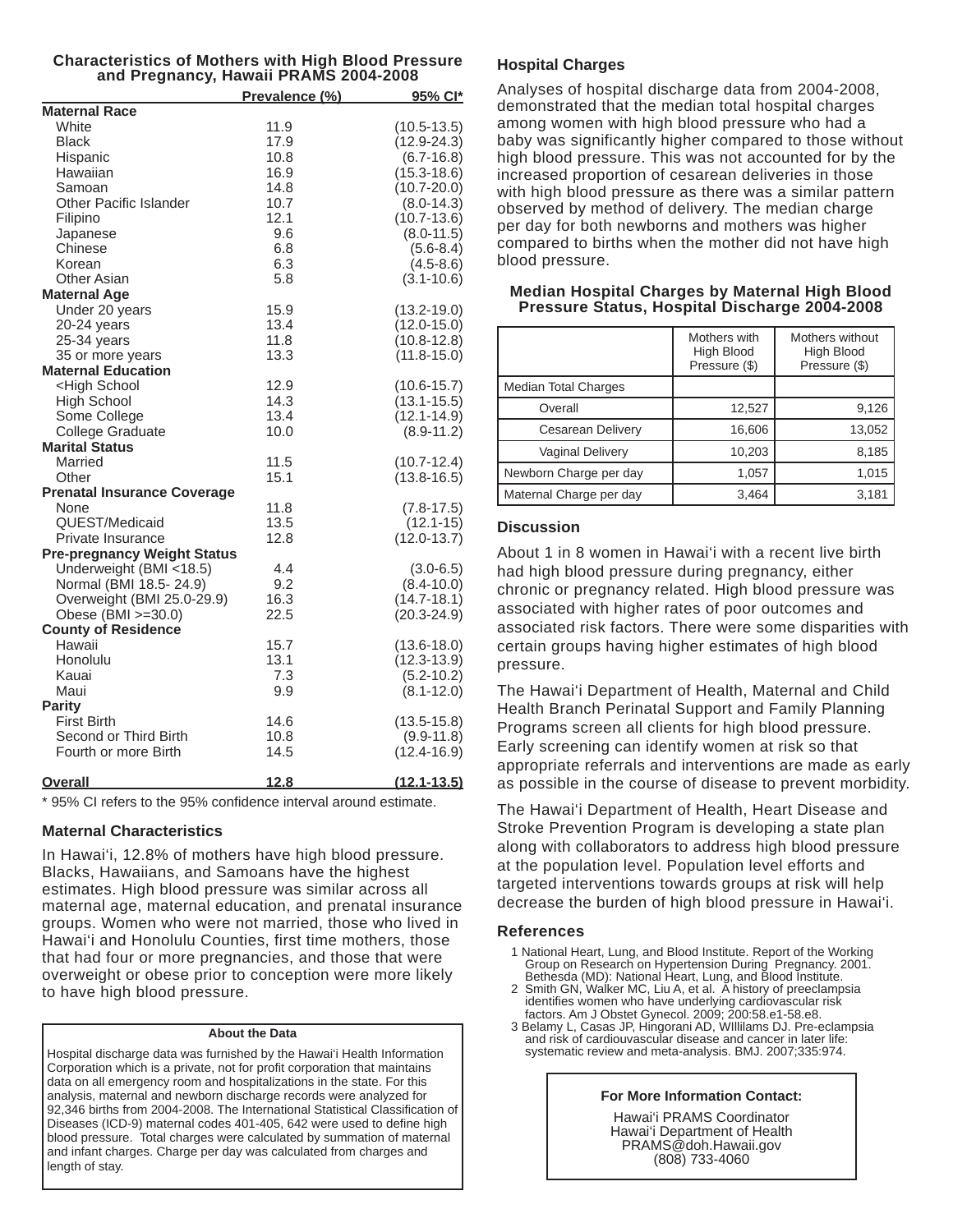### Characteristics of Mothers with High Blood Pressure and Pregnancy, Hawaii PRAMS 2004-2008

| | Prevalence (%) | 95% CI* |
|---|---|---|
| **Maternal Race** | | |
| White | 11.9 | (10.5-13.5) |
| Black | 17.9 | (12.9-24.3) |
| Hispanic | 10.8 | (6.7-16.8) |
| Hawaiian | 16.9 | (15.3-18.6) |
| Samoan | 14.8 | (10.7-20.0) |
| Other Pacific Islander | 10.7 | (8.0-14.3) |
| Filipino | 12.1 | (10.7-13.6) |
| Japanese | 9.6 | (8.0-11.5) |
| Chinese | 6.8 | (5.6-8.4) |
| Korean | 6.3 | (4.5-8.6) |
| Other Asian | 5.8 | (3.1-10.6) |
| **Maternal Age** | | |
| Under 20 years | 15.9 | (13.2-19.0) |
| 20-24 years | 13.4 | (12.0-15.0) |
| 25-34 years | 11.8 | (10.8-12.8) |
| 35 or more years | 13.3 | (11.8-15.0) |
| **Maternal Education** | | |
| <High School | 12.9 | (10.6-15.7) |
| High School | 14.3 | (13.1-15.5) |
| Some College | 13.4 | (12.1-14.9) |
| College Graduate | 10.0 | (8.9-11.2) |
| **Marital Status** | | |
| Married | 11.5 | (10.7-12.4) |
| Other | 15.1 | (13.8-16.5) |
| **Prenatal Insurance Coverage** | | |
| None | 11.8 | (7.8-17.5) |
| QUEST/Medicaid | 13.5 | (12.1-15) |
| Private Insurance | 12.8 | (12.0-13.7) |
| **Pre-pregnancy Weight Status** | | |
| Underweight (BMI <18.5) | 4.4 | (3.0-6.5) |
| Normal (BMI 18.5- 24.9) | 9.2 | (8.4-10.0) |
| Overweight (BMI 25.0-29.9) | 16.3 | (14.7-18.1) |
| Obese (BMI >=30.0) | 22.5 | (20.3-24.9) |
| **County of Residence** | | |
| Hawaii | 15.7 | (13.6-18.0) |
| Honolulu | 13.1 | (12.3-13.9) |
| Kauai | 7.3 | (5.2-10.2) |
| Maui | 9.9 | (8.1-12.0) |
| **Parity** | | |
| First Birth | 14.6 | (13.5-15.8) |
| Second or Third Birth | 10.8 | (9.9-11.8) |
| Fourth or more Birth | 14.5 | (12.4-16.9) |
| **Overall** | **12.8** | **(12.1-13.5)** |

\* 95% CI refers to the 95% confidence interval around estimate.

### Maternal Characteristics

In Hawaiʻi, 12.8% of mothers have high blood pressure. Blacks, Hawaiians, and Samoans have the highest estimates. High blood pressure was similar across all maternal age, maternal education, and prenatal insurance groups. Women who were not married, those who lived in Hawaiʻi and Honolulu Counties, first time mothers, those that had four or more pregnancies, and those that were overweight or obese prior to conception were more likely to have high blood pressure.

**About the Data**

Hospital discharge data was furnished by the Hawaiʻi Health Information Corporation which is a private, not for profit corporation that maintains data on all emergency room and hospitalizations in the state. For this analysis, maternal and newborn discharge records were analyzed for 92,346 births from 2004-2008. The International Statistical Classification of Diseases (ICD-9) maternal codes 401-405, 642 were used to define high blood pressure. Total charges were calculated by summation of maternal and infant charges. Charge per day was calculated from charges and length of stay.

### Hospital Charges

Analyses of hospital discharge data from 2004-2008, demonstrated that the median total hospital charges among women with high blood pressure who had a baby was significantly higher compared to those without high blood pressure. This was not accounted for by the increased proportion of cesarean deliveries in those with high blood pressure as there was a similar pattern observed by method of delivery. The median charge per day for both newborns and mothers was higher compared to births when the mother did not have high blood pressure.

### Median Hospital Charges by Maternal High Blood Pressure Status, Hospital Discharge 2004-2008

| | Mothers with High Blood Pressure ($) | Mothers without High Blood Pressure ($) |
|---|---|---|
| Median Total Charges | | |
| Overall | 12,527 | 9,126 |
| Cesarean Delivery | 16,606 | 13,052 |
| Vaginal Delivery | 10,203 | 8,185 |
| Newborn Charge per day | 1,057 | 1,015 |
| Maternal Charge per day | 3,464 | 3,181 |

### Discussion

About 1 in 8 women in Hawaiʻi with a recent live birth had high blood pressure during pregnancy, either chronic or pregnancy related. High blood pressure was associated with higher rates of poor outcomes and associated risk factors. There were some disparities with certain groups having higher estimates of high blood pressure.

The Hawaiʻi Department of Health, Maternal and Child Health Branch Perinatal Support and Family Planning Programs screen all clients for high blood pressure. Early screening can identify women at risk so that appropriate referrals and interventions are made as early as possible in the course of disease to prevent morbidity.

The Hawaiʻi Department of Health, Heart Disease and Stroke Prevention Program is developing a state plan along with collaborators to address high blood pressure at the population level. Population level efforts and targeted interventions towards groups at risk will help decrease the burden of high blood pressure in Hawaiʻi.

### References

1. National Heart, Lung, and Blood Institute. Report of the Working Group on Research on Hypertension During Pregnancy. 2001. Bethesda (MD): National Heart, Lung, and Blood Institute.
2. Smith GN, Walker MC, Liu A, et al. A history of preeclampsia identifies women who have underlying cardiovascular risk factors. Am J Obstet Gynecol. 2009; 200:58.e1-58.e8.
3. Belamy L, Casas JP, Hingorani AD, WIllilams DJ. Pre-eclampsia and risk of cardiouvascular disease and cancer in later life: systematic review and meta-analysis. BMJ. 2007;335:974.

**For More Information Contact:**

Hawaiʻi PRAMS Coordinator
Hawaiʻi Department of Health
PRAMS@doh.Hawaii.gov
(808) 733-4060